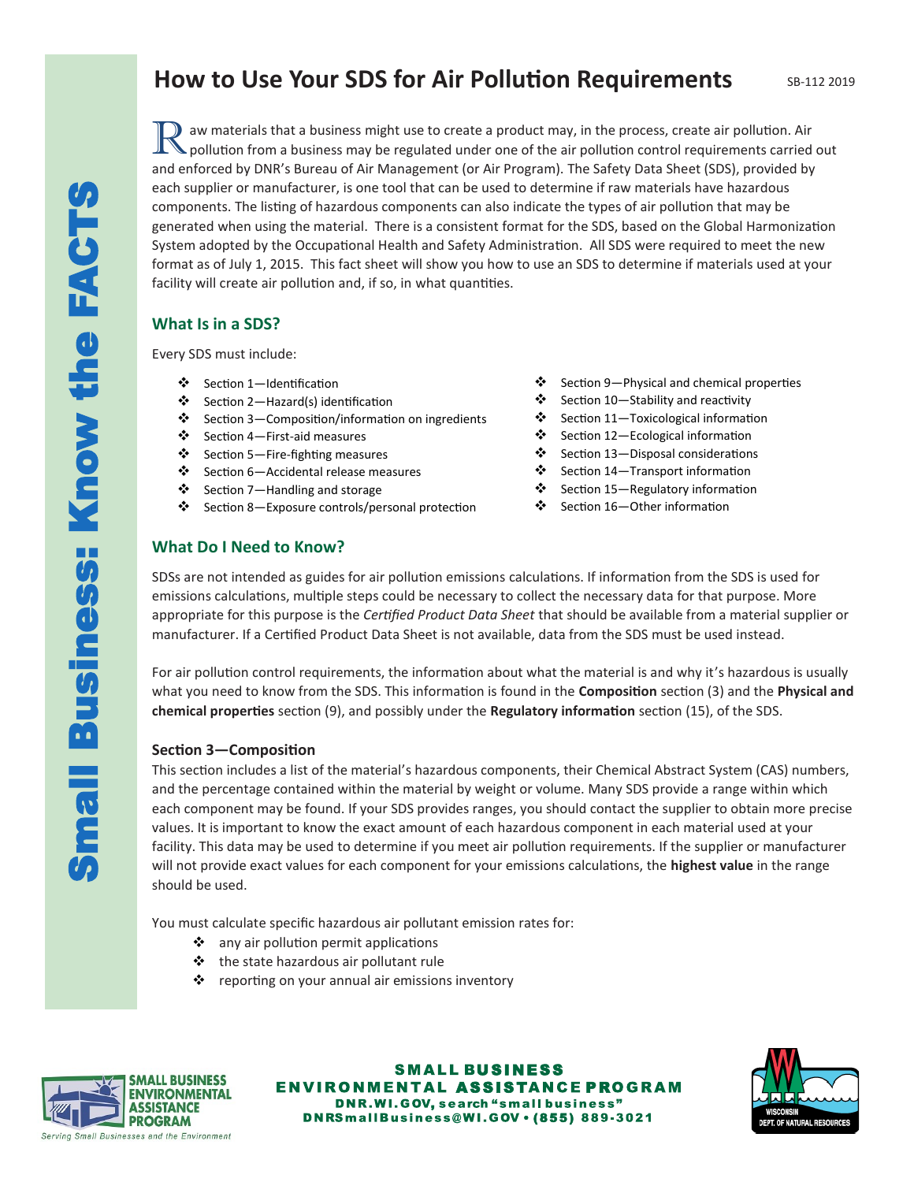# How to Use Your SDS for Air Pollution Requirements

SB-112 2019

Raw materials that a business might use to create a product may, in the process, create air pollution. Air pollution from a business may be regulated under one of the air pollution control requirements carried out and enforced by DNR's Bureau of Air Management (or Air Program). The Safety Data Sheet (SDS), provided by each supplier or manufacturer, is one tool that can be used to determine if raw materials have hazardous components. The listing of hazardous components can also indicate the types of air pollution that may be generated when using the material. There is a consistent format for the SDS, based on the Global Harmonization System adopted by the Occupational Health and Safety Administration. All SDS were required to meet the new format as of July 1, 2015. This fact sheet will show you how to use an SDS to determine if materials used at your facility will create air pollution and, if so, in what quantities.

## What Is in a SDS?

Every SDS must include:

- Section 1—Identification
- Section 2—Hazard(s) identification
- Section 3—Composition/information on ingredients
- Section 4—First-aid measures
- Section 5—Fire-fighting measures
- Section 6—Accidental release measures
- Section 7—Handling and storage
- Section 8—Exposure controls/personal protection
- Section 9—Physical and chemical properties
- Section 10—Stability and reactivity
- Section 11—Toxicological information
- Section 12—Ecological information
- Section 13—Disposal considerations
- Section 14—Transport information
- Section 15—Regulatory information
- Section 16—Other information

## What Do I Need to Know?

SDSs are not intended as guides for air pollution emissions calculations. If information from the SDS is used for emissions calculations, multiple steps could be necessary to collect the necessary data for that purpose. More appropriate for this purpose is the *Certified Product Data Sheet* that should be available from a material supplier or manufacturer. If a Certified Product Data Sheet is not available, data from the SDS must be used instead.

For air pollution control requirements, the information about what the material is and why it's hazardous is usually what you need to know from the SDS. This information is found in the **Composition** section (3) and the **Physical and chemical properties** section (9), and possibly under the **Regulatory information** section (15), of the SDS.

### Section 3—Composition

This section includes a list of the material's hazardous components, their Chemical Abstract System (CAS) numbers, and the percentage contained within the material by weight or volume. Many SDS provide a range within which each component may be found. If your SDS provides ranges, you should contact the supplier to obtain more precise values. It is important to know the exact amount of each hazardous component in each material used at your facility. This data may be used to determine if you meet air pollution requirements. If the supplier or manufacturer will not provide exact values for each component for your emissions calculations, the **highest value** in the range should be used.

You must calculate specific hazardous air pollutant emission rates for:

- any air pollution permit applications
- the state hazardous air pollutant rule
- reporting on your annual air emissions inventory

SMALL BUSINESS ENVIRONMENTAL ASSISTANCE PROGRAM
DNR.WI.GOV, search "small business"
DNRSmallBusiness@WI.GOV • (855) 889-3021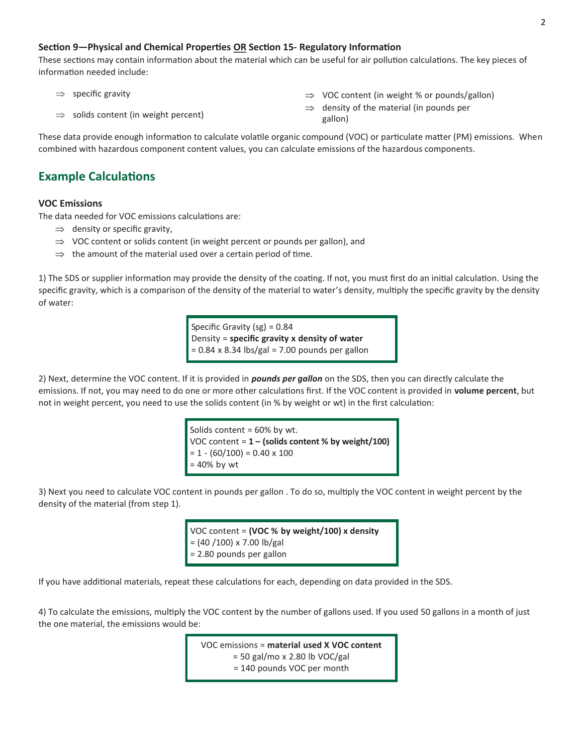**Section 9—Physical and Chemical Properties OR Section 15- Regulatory Information**

These sections may contain information about the material which can be useful for air pollution calculations. The key pieces of information needed include:

- ⇒ specific gravity
- ⇒ solids content (in weight percent)
- ⇒ VOC content (in weight % or pounds/gallon)
- ⇒ density of the material (in pounds per gallon)

These data provide enough information to calculate volatile organic compound (VOC) or particulate matter (PM) emissions. When combined with hazardous component content values, you can calculate emissions of the hazardous components.

## Example Calculations

### VOC Emissions

The data needed for VOC emissions calculations are:

- ⇒ density or specific gravity,
- ⇒ VOC content or solids content (in weight percent or pounds per gallon), and
- ⇒ the amount of the material used over a certain period of time.

1) The SDS or supplier information may provide the density of the coating. If not, you must first do an initial calculation. Using the specific gravity, which is a comparison of the density of the material to water's density, multiply the specific gravity by the density of water:

> Specific Gravity (sg) = 0.84
> Density = **specific gravity x density of water**
> = 0.84 x 8.34 lbs/gal = 7.00 pounds per gallon

2) Next, determine the VOC content. If it is provided in ***pounds per gallon*** on the SDS, then you can directly calculate the emissions. If not, you may need to do one or more other calculations first. If the VOC content is provided in **volume percent**, but not in weight percent, you need to use the solids content (in % by weight or wt) in the first calculation:

> Solids content = 60% by wt.
> VOC content = **1 – (solids content % by weight/100)**
> = 1 - (60/100) = 0.40 x 100
> = 40% by wt

3) Next you need to calculate VOC content in pounds per gallon . To do so, multiply the VOC content in weight percent by the density of the material (from step 1).

> VOC content = **(VOC % by weight/100) x density**
> = (40 /100) x 7.00 lb/gal
> = 2.80 pounds per gallon

If you have additional materials, repeat these calculations for each, depending on data provided in the SDS.

4) To calculate the emissions, multiply the VOC content by the number of gallons used. If you used 50 gallons in a month of just the one material, the emissions would be:

> VOC emissions = **material used X VOC content**
> = 50 gal/mo x 2.80 lb VOC/gal
> = 140 pounds VOC per month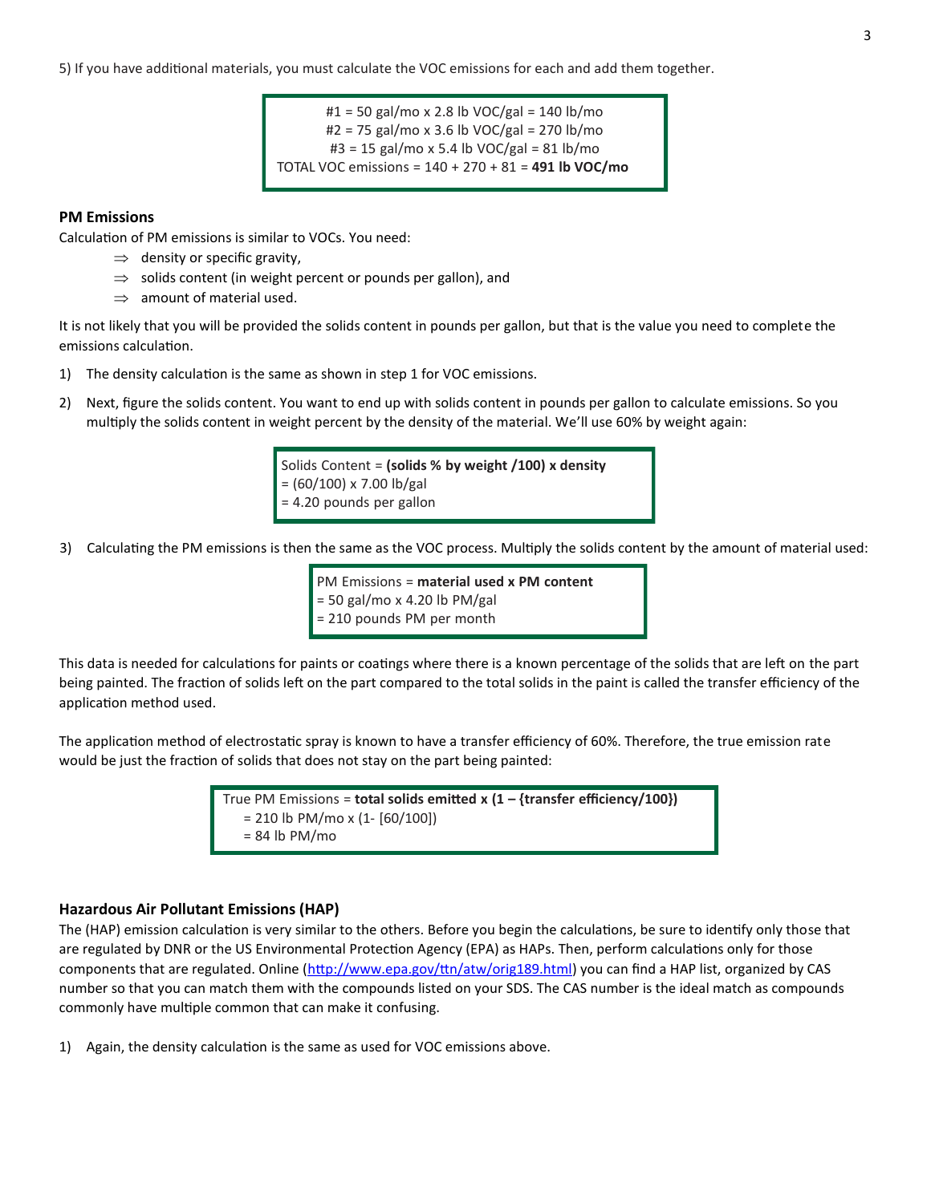5) If you have additional materials, you must calculate the VOC emissions for each and add them together.

> #1 = 50 gal/mo x 2.8 lb VOC/gal = 140 lb/mo
> #2 = 75 gal/mo x 3.6 lb VOC/gal = 270 lb/mo
> #3 = 15 gal/mo x 5.4 lb VOC/gal = 81 lb/mo
> TOTAL VOC emissions = 140 + 270 + 81 = **491 lb VOC/mo**

### PM Emissions

Calculation of PM emissions is similar to VOCs. You need:

- ⇒ density or specific gravity,
- ⇒ solids content (in weight percent or pounds per gallon), and
- ⇒ amount of material used.

It is not likely that you will be provided the solids content in pounds per gallon, but that is the value you need to complete the emissions calculation.

1) The density calculation is the same as shown in step 1 for VOC emissions.

2) Next, figure the solids content. You want to end up with solids content in pounds per gallon to calculate emissions. So you multiply the solids content in weight percent by the density of the material. We'll use 60% by weight again:

> Solids Content = **(solids % by weight /100) x density**
> = (60/100) x 7.00 lb/gal
> = 4.20 pounds per gallon

3) Calculating the PM emissions is then the same as the VOC process. Multiply the solids content by the amount of material used:

> PM Emissions = **material used x PM content**
> = 50 gal/mo x 4.20 lb PM/gal
> = 210 pounds PM per month

This data is needed for calculations for paints or coatings where there is a known percentage of the solids that are left on the part being painted. The fraction of solids left on the part compared to the total solids in the paint is called the transfer efficiency of the application method used.

The application method of electrostatic spray is known to have a transfer efficiency of 60%. Therefore, the true emission rate would be just the fraction of solids that does not stay on the part being painted:

> True PM Emissions = **total solids emitted x (1 – {transfer efficiency/100})**
> = 210 lb PM/mo x (1- [60/100])
> = 84 lb PM/mo

### Hazardous Air Pollutant Emissions (HAP)

The (HAP) emission calculation is very similar to the others. Before you begin the calculations, be sure to identify only those that are regulated by DNR or the US Environmental Protection Agency (EPA) as HAPs. Then, perform calculations only for those components that are regulated. Online (http://www.epa.gov/ttn/atw/orig189.html) you can find a HAP list, organized by CAS number so that you can match them with the compounds listed on your SDS. The CAS number is the ideal match as compounds commonly have multiple common that can make it confusing.

1) Again, the density calculation is the same as used for VOC emissions above.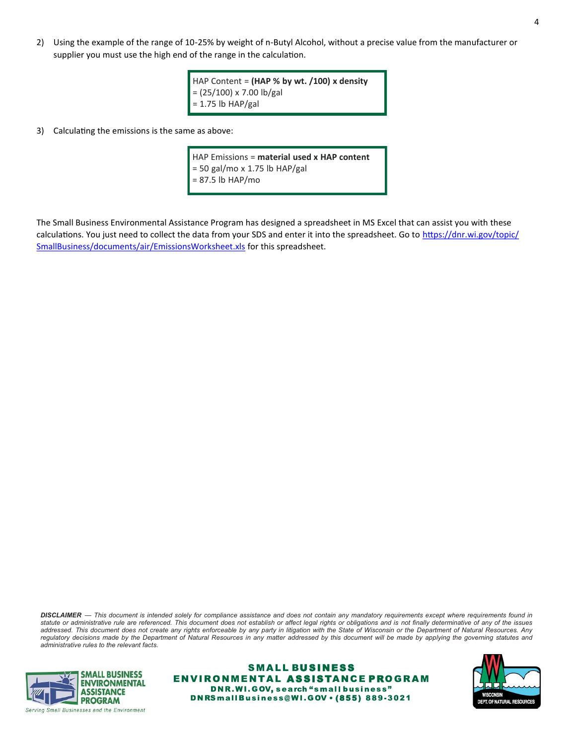2) Using the example of the range of 10-25% by weight of n-Butyl Alcohol, without a precise value from the manufacturer or supplier you must use the high end of the range in the calculation.

> HAP Content = **(HAP % by wt. /100) x density**
> = (25/100) x 7.00 lb/gal
> = 1.75 lb HAP/gal

3) Calculating the emissions is the same as above:

> HAP Emissions = **material used x HAP content**
> = 50 gal/mo x 1.75 lb HAP/gal
> = 87.5 lb HAP/mo

The Small Business Environmental Assistance Program has designed a spreadsheet in MS Excel that can assist you with these calculations. You just need to collect the data from your SDS and enter it into the spreadsheet. Go to [https://dnr.wi.gov/topic/SmallBusiness/documents/air/EmissionsWorksheet.xls](https://dnr.wi.gov/topic/SmallBusiness/documents/air/EmissionsWorksheet.xls) for this spreadsheet.

***DISCLAIMER** — This document is intended solely for compliance assistance and does not contain any mandatory requirements except where requirements found in statute or administrative rule are referenced. This document does not establish or affect legal rights or obligations and is not finally determinative of any of the issues addressed. This document does not create any rights enforceable by any party in litigation with the State of Wisconsin or the Department of Natural Resources. Any regulatory decisions made by the Department of Natural Resources in any matter addressed by this document will be made by applying the governing statutes and administrative rules to the relevant facts.*

SMALL BUSINESS ENVIRONMENTAL ASSISTANCE PROGRAM
Serving Small Businesses and the Environment

**SMALL BUSINESS**
**ENVIRONMENTAL ASSISTANCE PROGRAM**
**DNR.WI.GOV, search "small business"**
**DNRSmallBusiness@WI.GOV • (855) 889-3021**

WISCONSIN DEPT. OF NATURAL RESOURCES